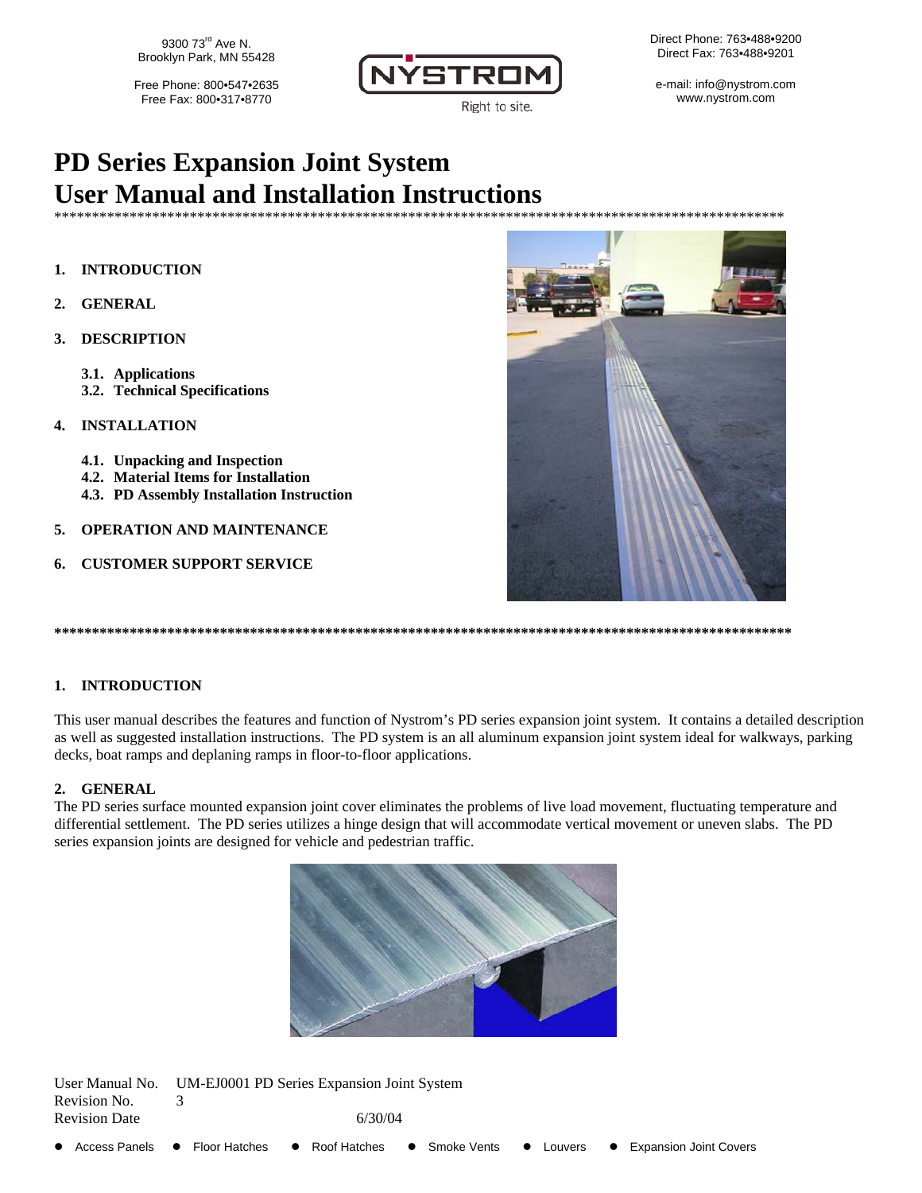9300 73rd Ave N.
Brooklyn Park, MN 55428

Free Phone: 800•547•2635
Free Fax: 800•317•8770

Direct Phone: 763•488•9200
Direct Fax: 763•488•9201

e-mail: info@nystrom.com
www.nystrom.com

# PD Series Expansion Joint System
# User Manual and Installation Instructions

****************************************************************************************************

1. **INTRODUCTION**
2. **GENERAL**
3. **DESCRIPTION**
   - 3.1. **Applications**
   - 3.2. **Technical Specifications**
4. **INSTALLATION**
   - 4.1. **Unpacking and Inspection**
   - 4.2. **Material Items for Installation**
   - 4.3. **PD Assembly Installation Instruction**
5. **OPERATION AND MAINTENANCE**
6. **CUSTOMER SUPPORT SERVICE**

****************************************************************************************************

## 1. INTRODUCTION

This user manual describes the features and function of Nystrom's PD series expansion joint system. It contains a detailed description as well as suggested installation instructions. The PD system is an all aluminum expansion joint system ideal for walkways, parking decks, boat ramps and deplaning ramps in floor-to-floor applications.

## 2. GENERAL

The PD series surface mounted expansion joint cover eliminates the problems of live load movement, fluctuating temperature and differential settlement. The PD series utilizes a hinge design that will accommodate vertical movement or uneven slabs. The PD series expansion joints are designed for vehicle and pedestrian traffic.

User Manual No. UM-EJ0001 PD Series Expansion Joint System
Revision No. 3
Revision Date 6/30/04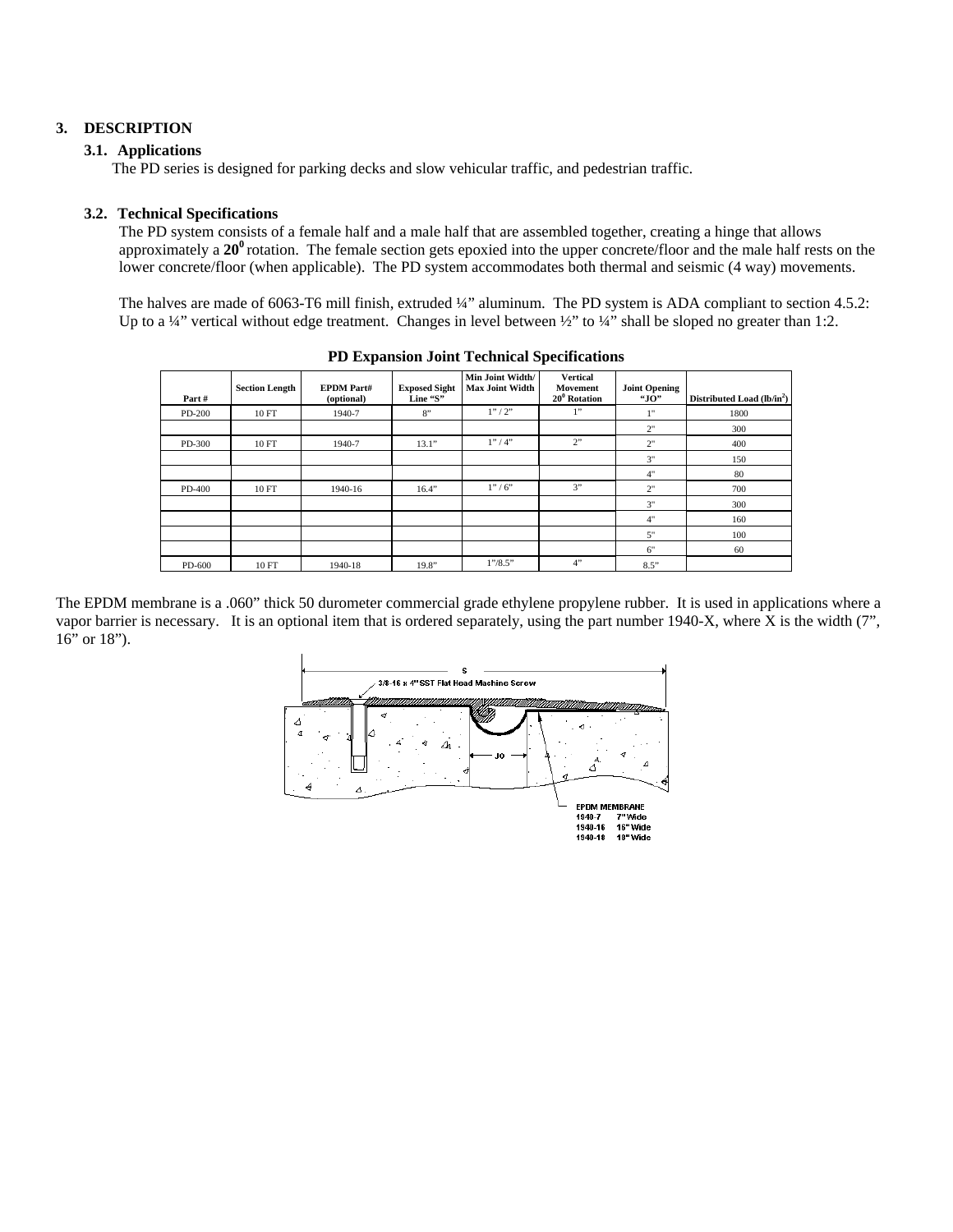## 3. DESCRIPTION

### 3.1. Applications

The PD series is designed for parking decks and slow vehicular traffic, and pedestrian traffic.

### 3.2. Technical Specifications

The PD system consists of a female half and a male half that are assembled together, creating a hinge that allows approximately a **$20^0$** rotation. The female section gets epoxied into the upper concrete/floor and the male half rests on the lower concrete/floor (when applicable). The PD system accommodates both thermal and seismic (4 way) movements.

The halves are made of 6063-T6 mill finish, extruded ¼" aluminum. The PD system is ADA compliant to section 4.5.2: Up to a ¼" vertical without edge treatment. Changes in level between ½" to ¼" shall be sloped no greater than 1:2.

**PD Expansion Joint Technical Specifications**

| Part # | Section Length | EPDM Part# (optional) | Exposed Sight Line "S" | Min Joint Width/ Max Joint Width | Vertical Movement $20^0$ Rotation | Joint Opening "JO" | Distributed Load (lb/in$^2$) |
|---|---|---|---|---|---|---|---|
| PD-200 | 10 FT | 1940-7 | 8" | 1" / 2" | 1" | 1" | 1800 |
| | | | | | | 2" | 300 |
| PD-300 | 10 FT | 1940-7 | 13.1" | 1" / 4" | 2" | 2" | 400 |
| | | | | | | 3" | 150 |
| | | | | | | 4" | 80 |
| PD-400 | 10 FT | 1940-16 | 16.4" | 1" / 6" | 3" | 2" | 700 |
| | | | | | | 3" | 300 |
| | | | | | | 4" | 160 |
| | | | | | | 5" | 100 |
| | | | | | | 6" | 60 |
| PD-600 | 10 FT | 1940-18 | 19.8" | 1"/8.5" | 4" | 8.5" | |

The EPDM membrane is a .060" thick 50 durometer commercial grade ethylene propylene rubber. It is used in applications where a vapor barrier is necessary. It is an optional item that is ordered separately, using the part number 1940-X, where X is the width (7", 16" or 18").

S

3/8-16 x 4" SST Flat Head Machine Screw

JO

EPDM MEMBRANE
1940-7 7" Wide
1940-16 16" Wide
1940-18 18" Wide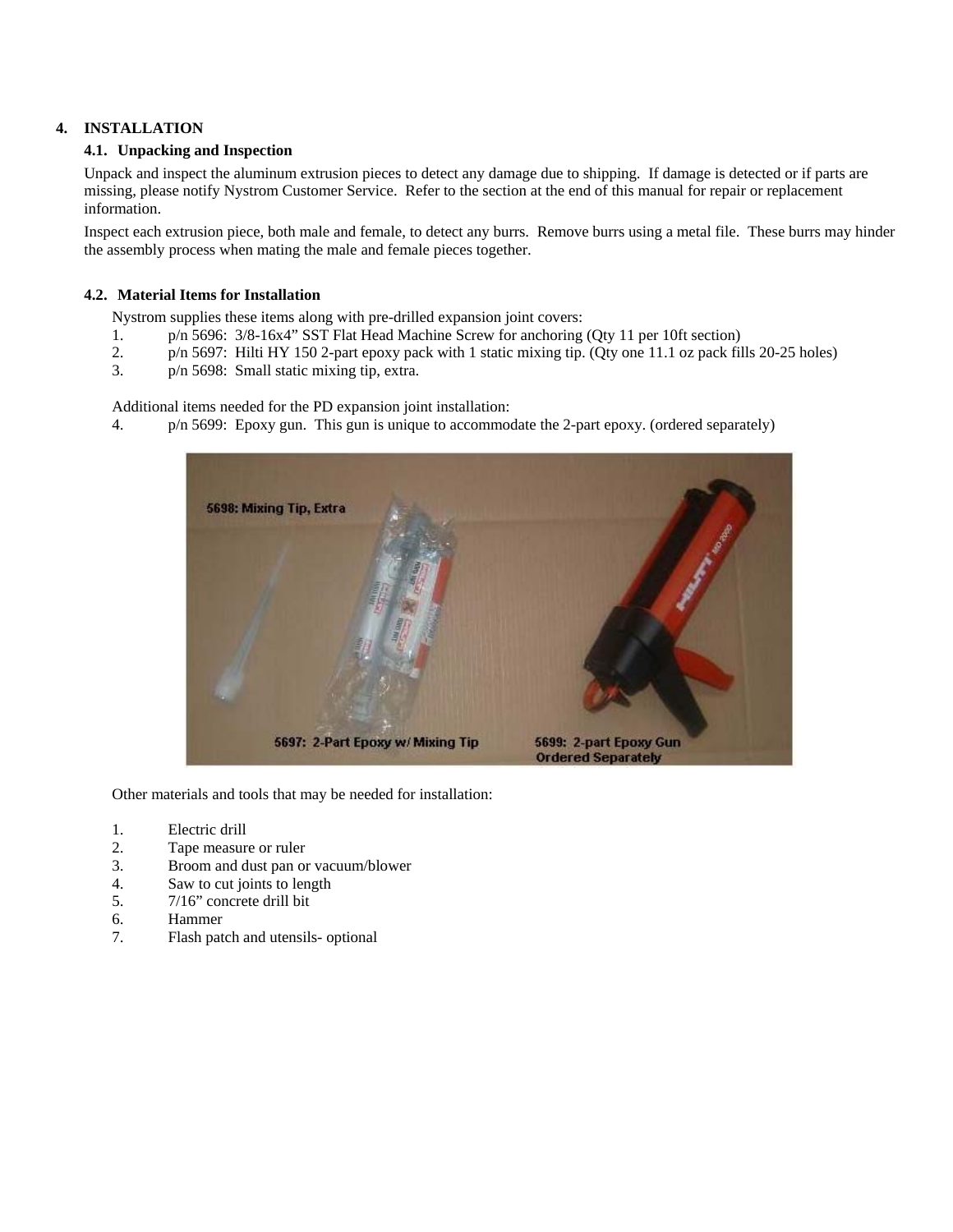## 4. INSTALLATION

### 4.1. Unpacking and Inspection

Unpack and inspect the aluminum extrusion pieces to detect any damage due to shipping. If damage is detected or if parts are missing, please notify Nystrom Customer Service. Refer to the section at the end of this manual for repair or replacement information.

Inspect each extrusion piece, both male and female, to detect any burrs. Remove burrs using a metal file. These burrs may hinder the assembly process when mating the male and female pieces together.

### 4.2. Material Items for Installation

Nystrom supplies these items along with pre-drilled expansion joint covers:

1. p/n 5696: 3/8-16x4" SST Flat Head Machine Screw for anchoring (Qty 11 per 10ft section)
2. p/n 5697: Hilti HY 150 2-part epoxy pack with 1 static mixing tip. (Qty one 11.1 oz pack fills 20-25 holes)
3. p/n 5698: Small static mixing tip, extra.

Additional items needed for the PD expansion joint installation:

4. p/n 5699: Epoxy gun. This gun is unique to accommodate the 2-part epoxy. (ordered separately)

Other materials and tools that may be needed for installation:

1. Electric drill
2. Tape measure or ruler
3. Broom and dust pan or vacuum/blower
4. Saw to cut joints to length
5. 7/16" concrete drill bit
6. Hammer
7. Flash patch and utensils- optional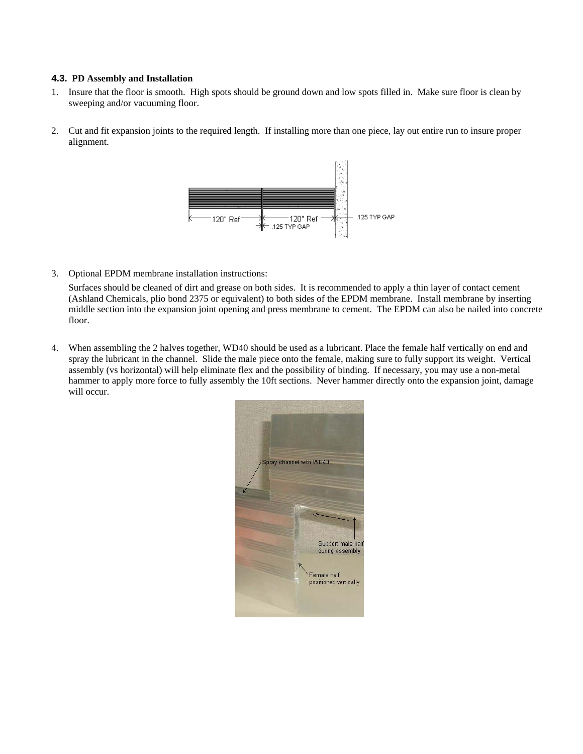### 4.3. PD Assembly and Installation

1. Insure that the floor is smooth. High spots should be ground down and low spots filled in. Make sure floor is clean by sweeping and/or vacuuming floor.

2. Cut and fit expansion joints to the required length. If installing more than one piece, lay out entire run to insure proper alignment.

3. Optional EPDM membrane installation instructions:

   Surfaces should be cleaned of dirt and grease on both sides. It is recommended to apply a thin layer of contact cement (Ashland Chemicals, plio bond 2375 or equivalent) to both sides of the EPDM membrane. Install membrane by inserting middle section into the expansion joint opening and press membrane to cement. The EPDM can also be nailed into concrete floor.

4. When assembling the 2 halves together, WD40 should be used as a lubricant. Place the female half vertically on end and spray the lubricant in the channel. Slide the male piece onto the female, making sure to fully support its weight. Vertical assembly (vs horizontal) will help eliminate flex and the possibility of binding. If necessary, you may use a non-metal hammer to apply more force to fully assembly the 10ft sections. Never hammer directly onto the expansion joint, damage will occur.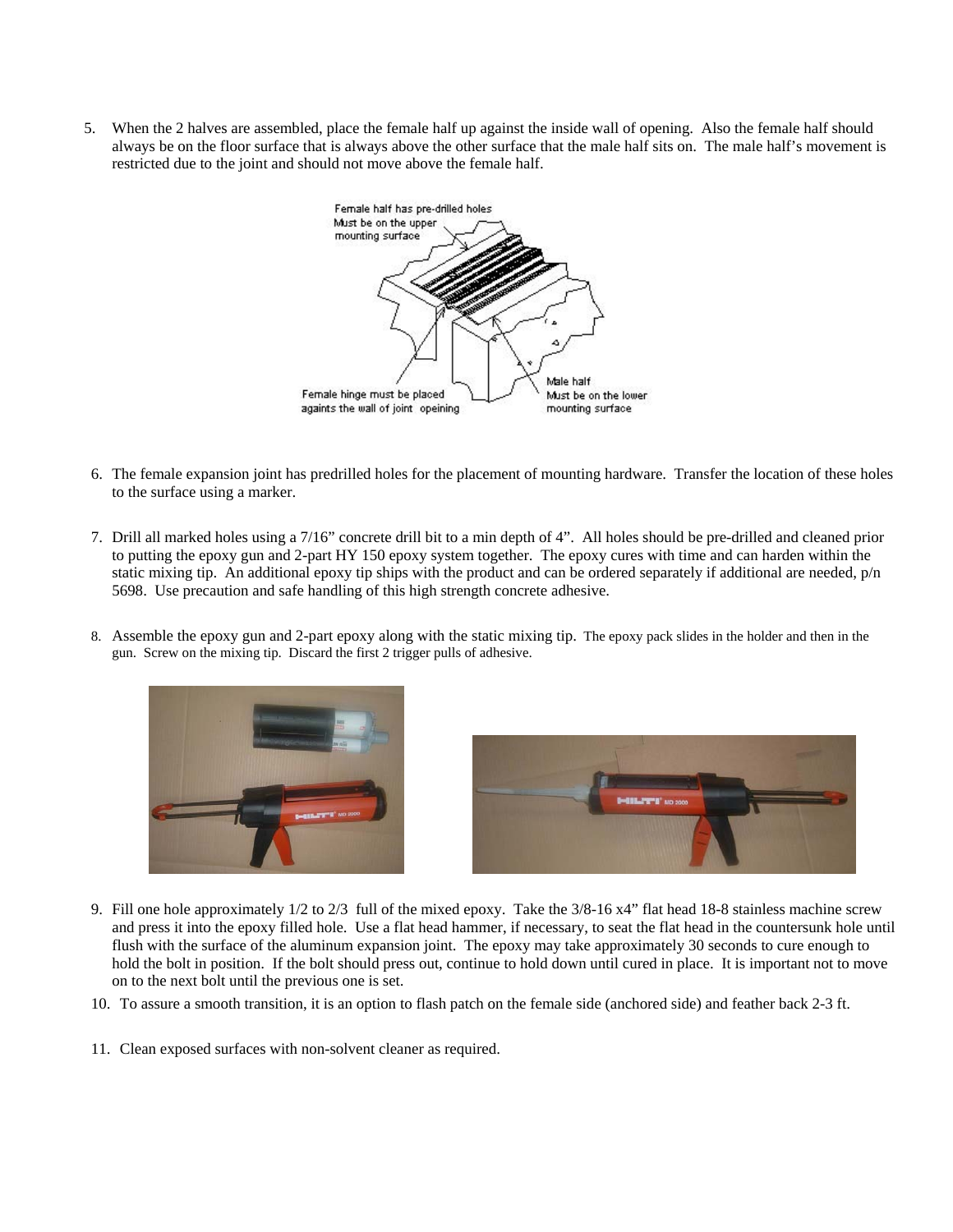5. When the 2 halves are assembled, place the female half up against the inside wall of opening. Also the female half should always be on the floor surface that is always above the other surface that the male half sits on. The male half's movement is restricted due to the joint and should not move above the female half.

Female half has pre-drilled holes
Must be on the upper mounting surface

Female hinge must be placed againts the wall of joint opeining

Male half
Must be on the lower mounting surface

6. The female expansion joint has predrilled holes for the placement of mounting hardware. Transfer the location of these holes to the surface using a marker.

7. Drill all marked holes using a 7/16" concrete drill bit to a min depth of 4". All holes should be pre-drilled and cleaned prior to putting the epoxy gun and 2-part HY 150 epoxy system together. The epoxy cures with time and can harden within the static mixing tip. An additional epoxy tip ships with the product and can be ordered separately if additional are needed, p/n 5698. Use precaution and safe handling of this high strength concrete adhesive.

8. Assemble the epoxy gun and 2-part epoxy along with the static mixing tip. The epoxy pack slides in the holder and then in the gun. Screw on the mixing tip. Discard the first 2 trigger pulls of adhesive.

9. Fill one hole approximately 1/2 to 2/3 full of the mixed epoxy. Take the 3/8-16 x4" flat head 18-8 stainless machine screw and press it into the epoxy filled hole. Use a flat head hammer, if necessary, to seat the flat head in the countersunk hole until flush with the surface of the aluminum expansion joint. The epoxy may take approximately 30 seconds to cure enough to hold the bolt in position. If the bolt should press out, continue to hold down until cured in place. It is important not to move on to the next bolt until the previous one is set.

10. To assure a smooth transition, it is an option to flash patch on the female side (anchored side) and feather back 2-3 ft.

11. Clean exposed surfaces with non-solvent cleaner as required.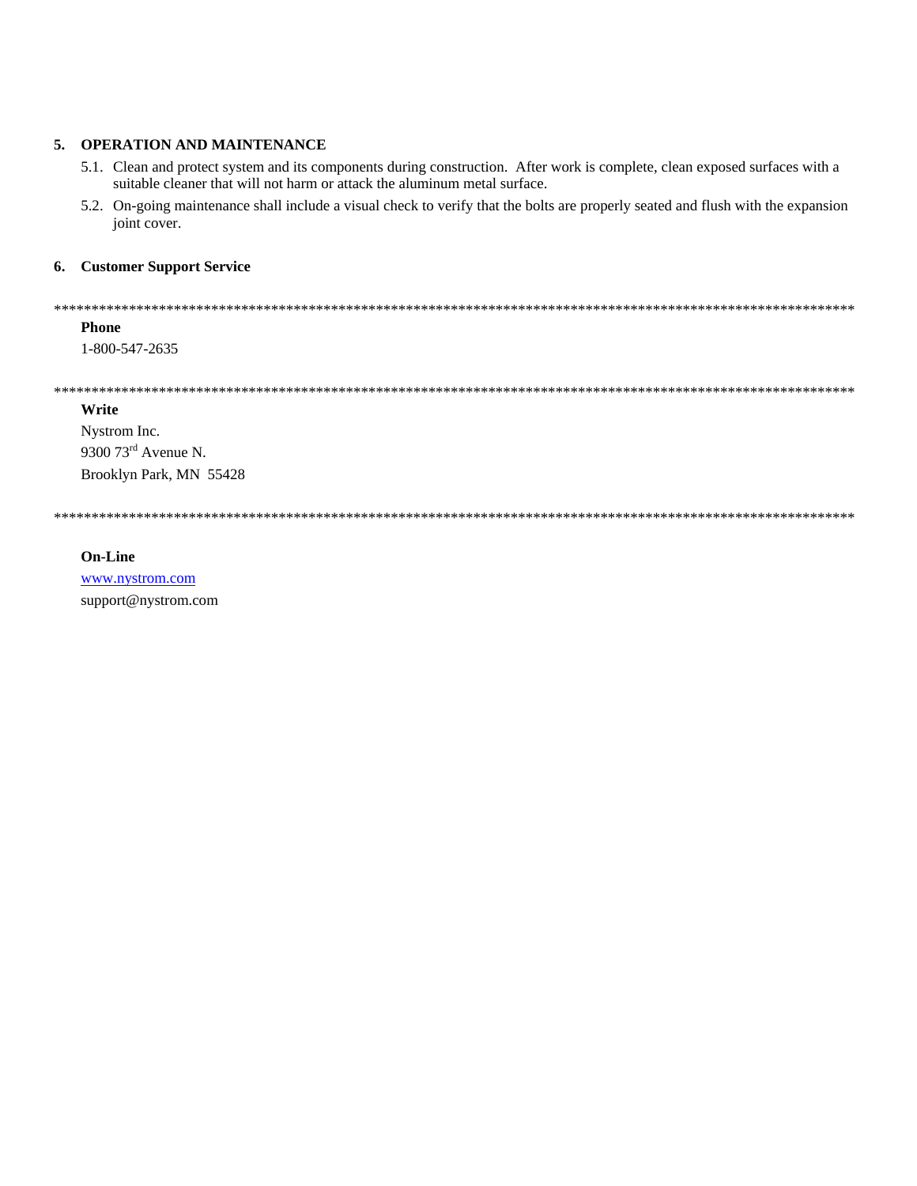## 5. OPERATION AND MAINTENANCE

5.1. Clean and protect system and its components during construction. After work is complete, clean exposed surfaces with a suitable cleaner that will not harm or attack the aluminum metal surface.

5.2. On-going maintenance shall include a visual check to verify that the bolts are properly seated and flush with the expansion joint cover.

## 6. Customer Support Service

******************************************************************************************************************

**Phone**

1-800-547-2635

******************************************************************************************************************

**Write**

Nystrom Inc.
9300 73rd Avenue N.
Brooklyn Park, MN 55428

******************************************************************************************************************

**On-Line**

www.nystrom.com
support@nystrom.com